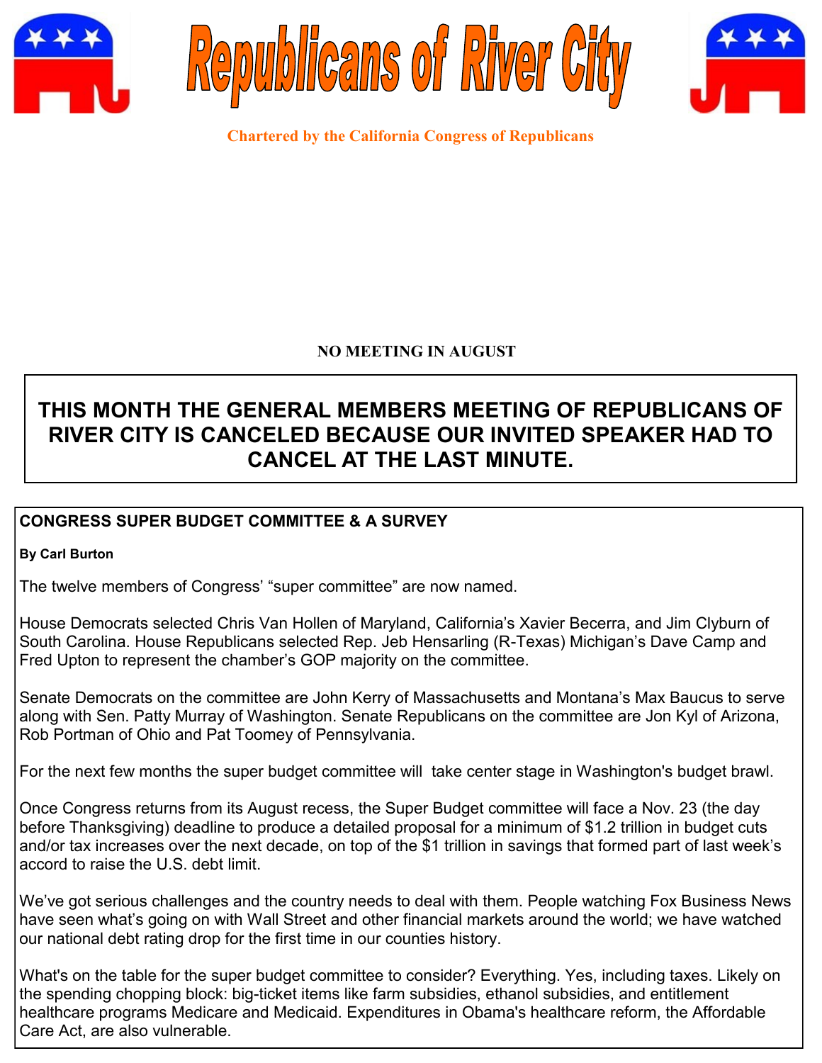# Republicans of River City

**Chartered by the California Congress of Republicans**

**NO MEETING IN AUGUST**

**THIS MONTH THE GENERAL MEMBERS MEETING OF REPUBLICANS OF RIVER CITY IS CANCELED BECAUSE OUR INVITED SPEAKER HAD TO CANCEL AT THE LAST MINUTE.**

## CONGRESS SUPER BUDGET COMMITTEE & A SURVEY

**By Carl Burton**

The twelve members of Congress' "super committee" are now named.

House Democrats selected Chris Van Hollen of Maryland, California's Xavier Becerra, and Jim Clyburn of South Carolina. House Republicans selected Rep. Jeb Hensarling (R-Texas) Michigan's Dave Camp and Fred Upton to represent the chamber's GOP majority on the committee.

Senate Democrats on the committee are John Kerry of Massachusetts and Montana's Max Baucus to serve along with Sen. Patty Murray of Washington. Senate Republicans on the committee are Jon Kyl of Arizona, Rob Portman of Ohio and Pat Toomey of Pennsylvania.

For the next few months the super budget committee will take center stage in Washington's budget brawl.

Once Congress returns from its August recess, the Super Budget committee will face a Nov. 23 (the day before Thanksgiving) deadline to produce a detailed proposal for a minimum of $1.2 trillion in budget cuts and/or tax increases over the next decade, on top of the $1 trillion in savings that formed part of last week's accord to raise the U.S. debt limit.

We've got serious challenges and the country needs to deal with them. People watching Fox Business News have seen what's going on with Wall Street and other financial markets around the world; we have watched our national debt rating drop for the first time in our counties history.

What's on the table for the super budget committee to consider? Everything. Yes, including taxes. Likely on the spending chopping block: big-ticket items like farm subsidies, ethanol subsidies, and entitlement healthcare programs Medicare and Medicaid. Expenditures in Obama's healthcare reform, the Affordable Care Act, are also vulnerable.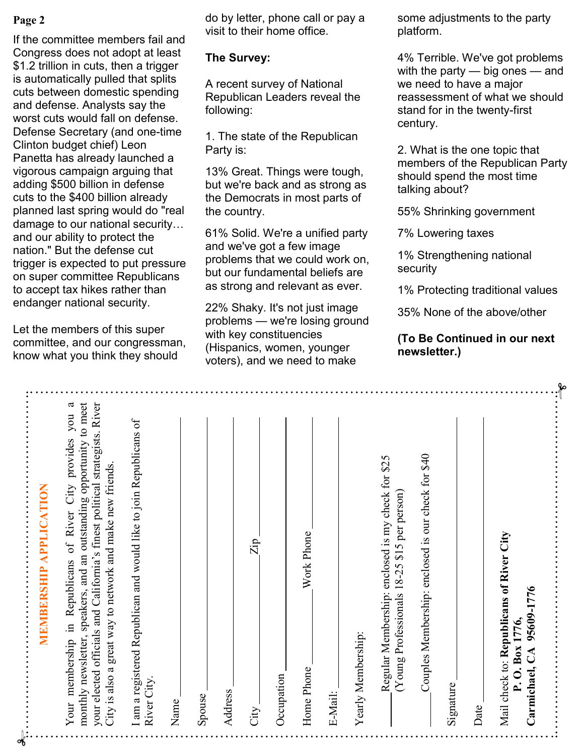If the committee members fail and Congress does not adopt at least $1.2 trillion in cuts, then a trigger is automatically pulled that splits cuts between domestic spending and defense. Analysts say the worst cuts would fall on defense. Defense Secretary (and one-time Clinton budget chief) Leon Panetta has already launched a vigorous campaign arguing that adding $500 billion in defense cuts to the $400 billion already planned last spring would do "real damage to our national security… and our ability to protect the nation." But the defense cut trigger is expected to put pressure on super committee Republicans to accept tax hikes rather than endanger national security.

Let the members of this super committee, and our congressman, know what you think they should do by letter, phone call or pay a visit to their home office.

**The Survey:**

A recent survey of National Republican Leaders reveal the following:

1. The state of the Republican Party is:

13% Great. Things were tough, but we're back and as strong as the Democrats in most parts of the country.

61% Solid. We're a unified party and we've got a few image problems that we could work on, but our fundamental beliefs are as strong and relevant as ever.

22% Shaky. It's not just image problems — we're losing ground with key constituencies (Hispanics, women, younger voters), and we need to make some adjustments to the party platform.

4% Terrible. We've got problems with the party — big ones — and we need to have a major reassessment of what we should stand for in the twenty-first century.

2. What is the one topic that members of the Republican Party should spend the most time talking about?

55% Shrinking government

7% Lowering taxes

1% Strengthening national security

1% Protecting traditional values

35% None of the above/other

**(To Be Continued in our next newsletter.)**

---

## MEMBERSHIP APPLICATION

Your membership in Republicans of River City provides you a monthly newsletter, speakers, and an outstanding opportunity to meet your elected officials and California's finest political strategists. River City is also a great way to network and make new friends.

I am a registered Republican and would like to join Republicans of River City.

Name ____________________

Spouse ____________________

Address ____________________

City ____________ Zip ____________

Occupation ____________________

Home Phone ____________ Work Phone ____________

E-Mail: ____________________

Yearly Membership:

____ Regular Membership: enclosed is my check for $25 (Young Professionals 18-25 $15 per person)

____ Couples Membership: enclosed is our check for $40

Signature ____________________

Date ____________________

Mail check to: **Republicans of River City**
**P. O. Box 1776,**
**Carmichael, CA 95609-1776**